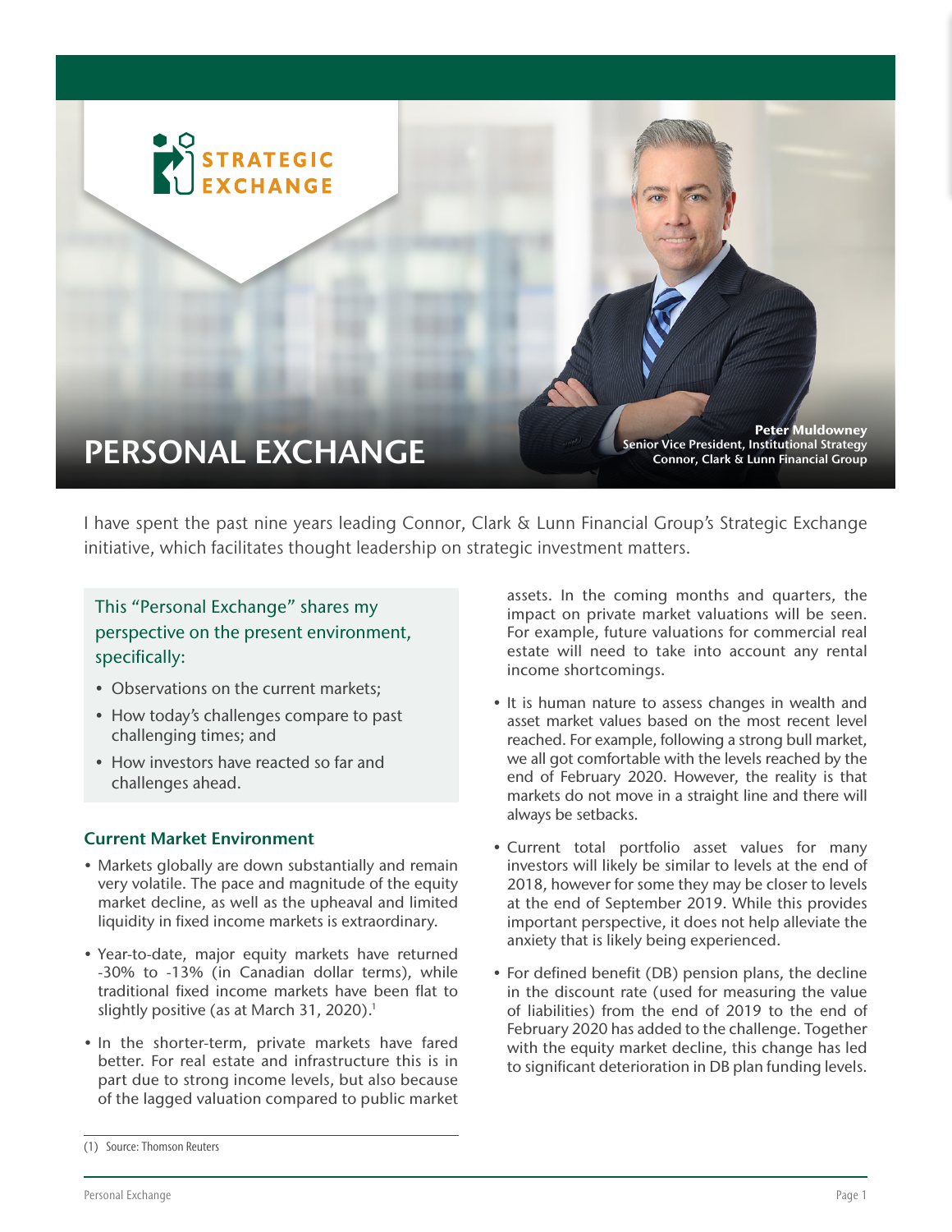STRATEGIC EXCHANGE

# PERSONAL EXCHANGE

**Peter Muldowney**
**Senior Vice President, Institutional Strategy**
**Connor, Clark & Lunn Financial Group**

I have spent the past nine years leading Connor, Clark & Lunn Financial Group's Strategic Exchange initiative, which facilitates thought leadership on strategic investment matters.

This "Personal Exchange" shares my perspective on the present environment, specifically:

- Observations on the current markets;
- How today's challenges compare to past challenging times; and
- How investors have reacted so far and challenges ahead.

## Current Market Environment

- Markets globally are down substantially and remain very volatile. The pace and magnitude of the equity market decline, as well as the upheaval and limited liquidity in fixed income markets is extraordinary.
- Year-to-date, major equity markets have returned -30% to -13% (in Canadian dollar terms), while traditional fixed income markets have been flat to slightly positive (as at March 31, 2020).[1]
- In the shorter-term, private markets have fared better. For real estate and infrastructure this is in part due to strong income levels, but also because of the lagged valuation compared to public market assets. In the coming months and quarters, the impact on private market valuations will be seen. For example, future valuations for commercial real estate will need to take into account any rental income shortcomings.
- It is human nature to assess changes in wealth and asset market values based on the most recent level reached. For example, following a strong bull market, we all got comfortable with the levels reached by the end of February 2020. However, the reality is that markets do not move in a straight line and there will always be setbacks.
- Current total portfolio asset values for many investors will likely be similar to levels at the end of 2018, however for some they may be closer to levels at the end of September 2019. While this provides important perspective, it does not help alleviate the anxiety that is likely being experienced.
- For defined benefit (DB) pension plans, the decline in the discount rate (used for measuring the value of liabilities) from the end of 2019 to the end of February 2020 has added to the challenge. Together with the equity market decline, this change has led to significant deterioration in DB plan funding levels.

(1) Source: Thomson Reuters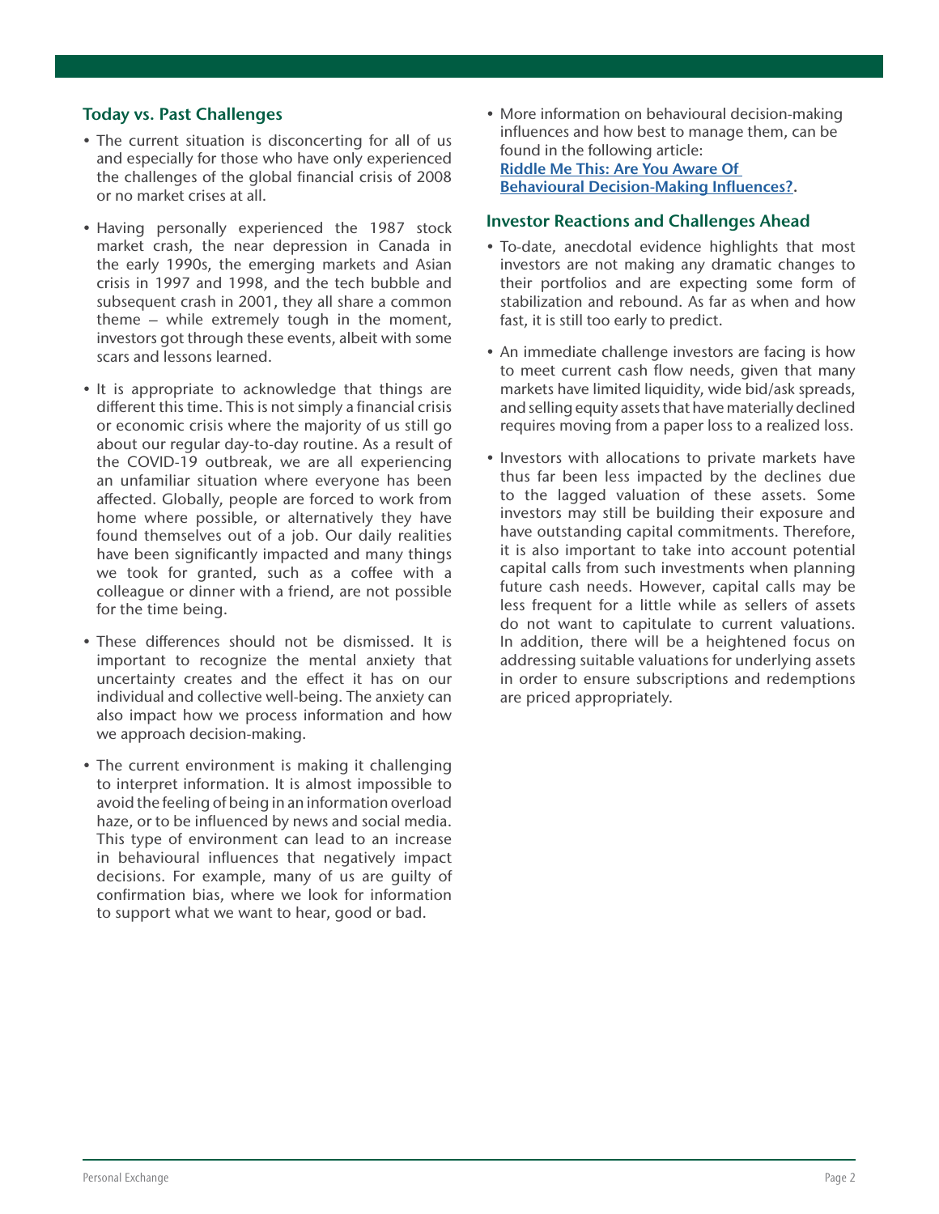## Today vs. Past Challenges

- The current situation is disconcerting for all of us and especially for those who have only experienced the challenges of the global financial crisis of 2008 or no market crises at all.
- Having personally experienced the 1987 stock market crash, the near depression in Canada in the early 1990s, the emerging markets and Asian crisis in 1997 and 1998, and the tech bubble and subsequent crash in 2001, they all share a common theme – while extremely tough in the moment, investors got through these events, albeit with some scars and lessons learned.
- It is appropriate to acknowledge that things are different this time. This is not simply a financial crisis or economic crisis where the majority of us still go about our regular day-to-day routine. As a result of the COVID-19 outbreak, we are all experiencing an unfamiliar situation where everyone has been affected. Globally, people are forced to work from home where possible, or alternatively they have found themselves out of a job. Our daily realities have been significantly impacted and many things we took for granted, such as a coffee with a colleague or dinner with a friend, are not possible for the time being.
- These differences should not be dismissed. It is important to recognize the mental anxiety that uncertainty creates and the effect it has on our individual and collective well-being. The anxiety can also impact how we process information and how we approach decision-making.
- The current environment is making it challenging to interpret information. It is almost impossible to avoid the feeling of being in an information overload haze, or to be influenced by news and social media. This type of environment can lead to an increase in behavioural influences that negatively impact decisions. For example, many of us are guilty of confirmation bias, where we look for information to support what we want to hear, good or bad.
- More information on behavioural decision-making influences and how best to manage them, can be found in the following article: **Riddle Me This: Are You Aware Of Behavioural Decision-Making Influences?**.

## Investor Reactions and Challenges Ahead

- To-date, anecdotal evidence highlights that most investors are not making any dramatic changes to their portfolios and are expecting some form of stabilization and rebound. As far as when and how fast, it is still too early to predict.
- An immediate challenge investors are facing is how to meet current cash flow needs, given that many markets have limited liquidity, wide bid/ask spreads, and selling equity assets that have materially declined requires moving from a paper loss to a realized loss.
- Investors with allocations to private markets have thus far been less impacted by the declines due to the lagged valuation of these assets. Some investors may still be building their exposure and have outstanding capital commitments. Therefore, it is also important to take into account potential capital calls from such investments when planning future cash needs. However, capital calls may be less frequent for a little while as sellers of assets do not want to capitulate to current valuations. In addition, there will be a heightened focus on addressing suitable valuations for underlying assets in order to ensure subscriptions and redemptions are priced appropriately.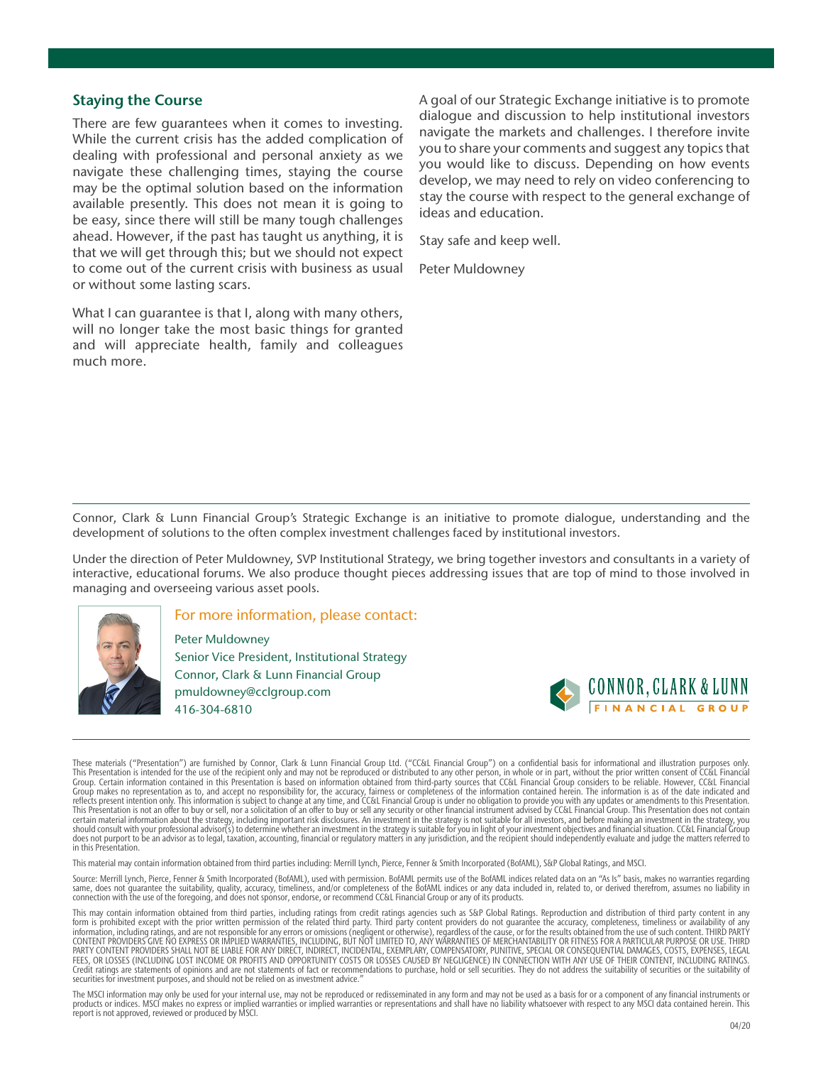## Staying the Course

There are few guarantees when it comes to investing. While the current crisis has the added complication of dealing with professional and personal anxiety as we navigate these challenging times, staying the course may be the optimal solution based on the information available presently. This does not mean it is going to be easy, since there will still be many tough challenges ahead. However, if the past has taught us anything, it is that we will get through this; but we should not expect to come out of the current crisis with business as usual or without some lasting scars.

What I can guarantee is that I, along with many others, will no longer take the most basic things for granted and will appreciate health, family and colleagues much more.

A goal of our Strategic Exchange initiative is to promote dialogue and discussion to help institutional investors navigate the markets and challenges. I therefore invite you to share your comments and suggest any topics that you would like to discuss. Depending on how events develop, we may need to rely on video conferencing to stay the course with respect to the general exchange of ideas and education.

Stay safe and keep well.

Peter Muldowney

---

Connor, Clark & Lunn Financial Group's Strategic Exchange is an initiative to promote dialogue, understanding and the development of solutions to the often complex investment challenges faced by institutional investors.

Under the direction of Peter Muldowney, SVP Institutional Strategy, we bring together investors and consultants in a variety of interactive, educational forums. We also produce thought pieces addressing issues that are top of mind to those involved in managing and overseeing various asset pools.

For more information, please contact:

Peter Muldowney
Senior Vice President, Institutional Strategy
Connor, Clark & Lunn Financial Group
pmuldowney@cclgroup.com
416-304-6810

CONNOR, CLARK & LUNN
FINANCIAL GROUP

---

These materials ("Presentation") are furnished by Connor, Clark & Lunn Financial Group Ltd. ("CC&L Financial Group") on a confidential basis for informational and illustration purposes only. This Presentation is intended for the use of the recipient only and may not be reproduced or distributed to any other person, in whole or in part, without the prior written consent of CC&L Financial Group. Certain information contained in this Presentation is based on information obtained from third-party sources that CC&L Financial Group considers to be reliable. However, CC&L Financial Group makes no representation as to, and accept no responsibility for, the accuracy, fairness or completeness of the information contained herein. The information is as of the date indicated and reflects present intention only. This information is subject to change at any time, and CC&L Financial Group is under no obligation to provide you with any updates or amendments to this Presentation. This Presentation is not an offer to buy or sell, nor a solicitation of an offer to buy or sell any security or other financial instrument advised by CC&L Financial Group. This Presentation does not contain certain material information about the strategy, including important risk disclosures. An investment in the strategy is not suitable for all investors, and before making an investment in the strategy, you should consult with your professional advisor(s) to determine whether an investment in the strategy is suitable for you in light of your investment objectives and financial situation. CC&L Financial Group does not purport to be an advisor as to legal, taxation, accounting, financial or regulatory matters in any jurisdiction, and the recipient should independently evaluate and judge the matters referred to in this Presentation.

This material may contain information obtained from third parties including: Merrill Lynch, Pierce, Fenner & Smith Incorporated (BofAML), S&P Global Ratings, and MSCI.

Source: Merrill Lynch, Pierce, Fenner & Smith Incorporated (BofAML), used with permission. BofAML permits use of the BofAML indices related data on an "As Is" basis, makes no warranties regarding same, does not guarantee the suitability, quality, accuracy, timeliness, and/or completeness of the BofAML indices or any data included in, related to, or derived therefrom, assumes no liability in connection with the use of the foregoing, and does not sponsor, endorse, or recommend CC&L Financial Group or any of its products.

This may contain information obtained from third parties, including ratings from credit ratings agencies such as S&P Global Ratings. Reproduction and distribution of third party content in any form is prohibited except with the prior written permission of the related third party. Third party content providers do not guarantee the accuracy, completeness, timeliness or availability of any information, including ratings, and are not responsible for any errors or omissions (negligent or otherwise), regardless of the cause, or for the results obtained from the use of such content. THIRD PARTY CONTENT PROVIDERS GIVE NO EXPRESS OR IMPLIED WARRANTIES, INCLUDING, BUT NOT LIMITED TO, ANY WARRANTIES OF MERCHANTABILITY OR FITNESS FOR A PARTICULAR PURPOSE OR USE. THIRD PARTY CONTENT PROVIDERS SHALL NOT BE LIABLE FOR ANY DIRECT, INDIRECT, INCIDENTAL, EXEMPLARY, COMPENSATORY, PUNITIVE, SPECIAL OR CONSEQUENTIAL DAMAGES, COSTS, EXPENSES, LEGAL FEES, OR LOSSES (INCLUDING LOST INCOME OR PROFITS AND OPPORTUNITY COSTS OR LOSSES CAUSED BY NEGLIGENCE) IN CONNECTION WITH ANY USE OF THEIR CONTENT, INCLUDING RATINGS. Credit ratings are statements of opinions and are not statements of fact or recommendations to purchase, hold or sell securities. They do not address the suitability of securities or the suitability of securities for investment purposes, and should not be relied on as investment advice."

The MSCI information may only be used for your internal use, may not be reproduced or redisseminated in any form and may not be used as a basis for or a component of any financial instruments or products or indices. MSCI makes no express or implied warranties or implied warranties or representations and shall have no liability whatsoever with respect to any MSCI data contained herein. This report is not approved, reviewed or produced by MSCI.

04/20